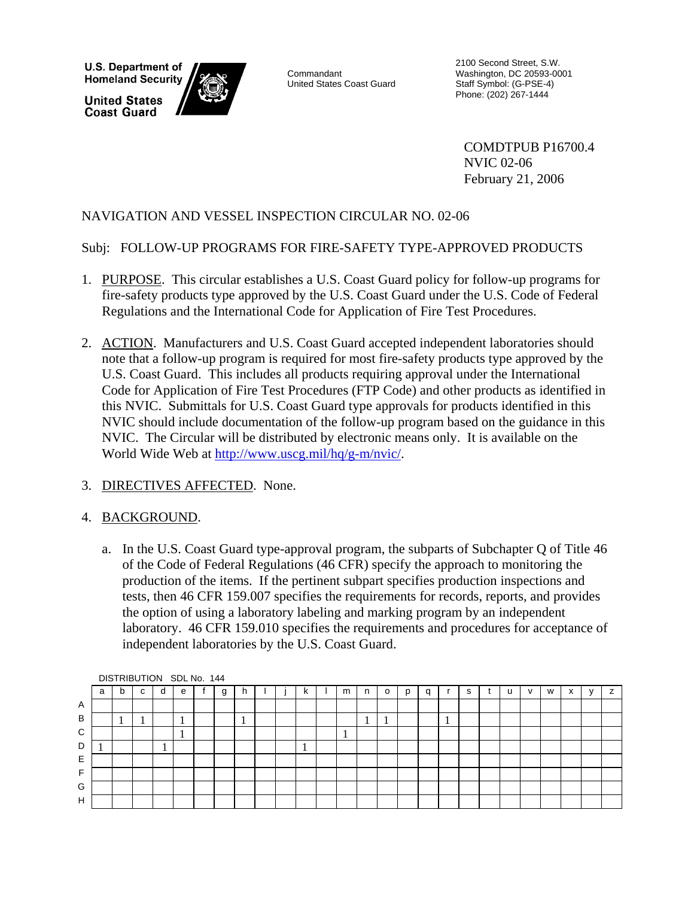U.S. Department of Homeland Security

United States Coast Guard

Commandant
United States Coast Guard

2100 Second Street, S.W.
Washington, DC 20593-0001
Staff Symbol: (G-PSE-4)
Phone: (202) 267-1444

COMDTPUB P16700.4
NVIC 02-06
February 21, 2006

NAVIGATION AND VESSEL INSPECTION CIRCULAR NO. 02-06

Subj: FOLLOW-UP PROGRAMS FOR FIRE-SAFETY TYPE-APPROVED PRODUCTS

1. PURPOSE. This circular establishes a U.S. Coast Guard policy for follow-up programs for fire-safety products type approved by the U.S. Coast Guard under the U.S. Code of Federal Regulations and the International Code for Application of Fire Test Procedures.

2. ACTION. Manufacturers and U.S. Coast Guard accepted independent laboratories should note that a follow-up program is required for most fire-safety products type approved by the U.S. Coast Guard. This includes all products requiring approval under the International Code for Application of Fire Test Procedures (FTP Code) and other products as identified in this NVIC. Submittals for U.S. Coast Guard type approvals for products identified in this NVIC should include documentation of the follow-up program based on the guidance in this NVIC. The Circular will be distributed by electronic means only. It is available on the World Wide Web at http://www.uscg.mil/hq/g-m/nvic/.

3. DIRECTIVES AFFECTED. None.

4. BACKGROUND.

   a. In the U.S. Coast Guard type-approval program, the subparts of Subchapter Q of Title 46 of the Code of Federal Regulations (46 CFR) specify the approach to monitoring the production of the items. If the pertinent subpart specifies production inspections and tests, then 46 CFR 159.007 specifies the requirements for records, reports, and provides the option of using a laboratory labeling and marking program by an independent laboratory. 46 CFR 159.010 specifies the requirements and procedures for acceptance of independent laboratories by the U.S. Coast Guard.

DISTRIBUTION SDL No. 144

| | a | b | c | d | e | f | g | h | i | j | k | l | m | n | o | p | q | r | s | t | u | v | w | x | y | z |
|---|---|---|---|---|---|---|---|---|---|---|---|---|---|---|---|---|---|---|---|---|---|---|---|---|---|---|
| A | | | | | | | | | | | | | | | | | | | | | | | | | | |
| B | | 1 | 1 | | 1 | | | 1 | | | | | | 1 | 1 | | | 1 | | | | | | | | |
| C | | | | | 1 | | | | | | | | 1 | | | | | | | | | | | | | |
| D | 1 | | | 1 | | | | | | | 1 | | | | | | | | | | | | | | | |
| E | | | | | | | | | | | | | | | | | | | | | | | | | | |
| F | | | | | | | | | | | | | | | | | | | | | | | | | | |
| G | | | | | | | | | | | | | | | | | | | | | | | | | | |
| H | | | | | | | | | | | | | | | | | | | | | | | | | | |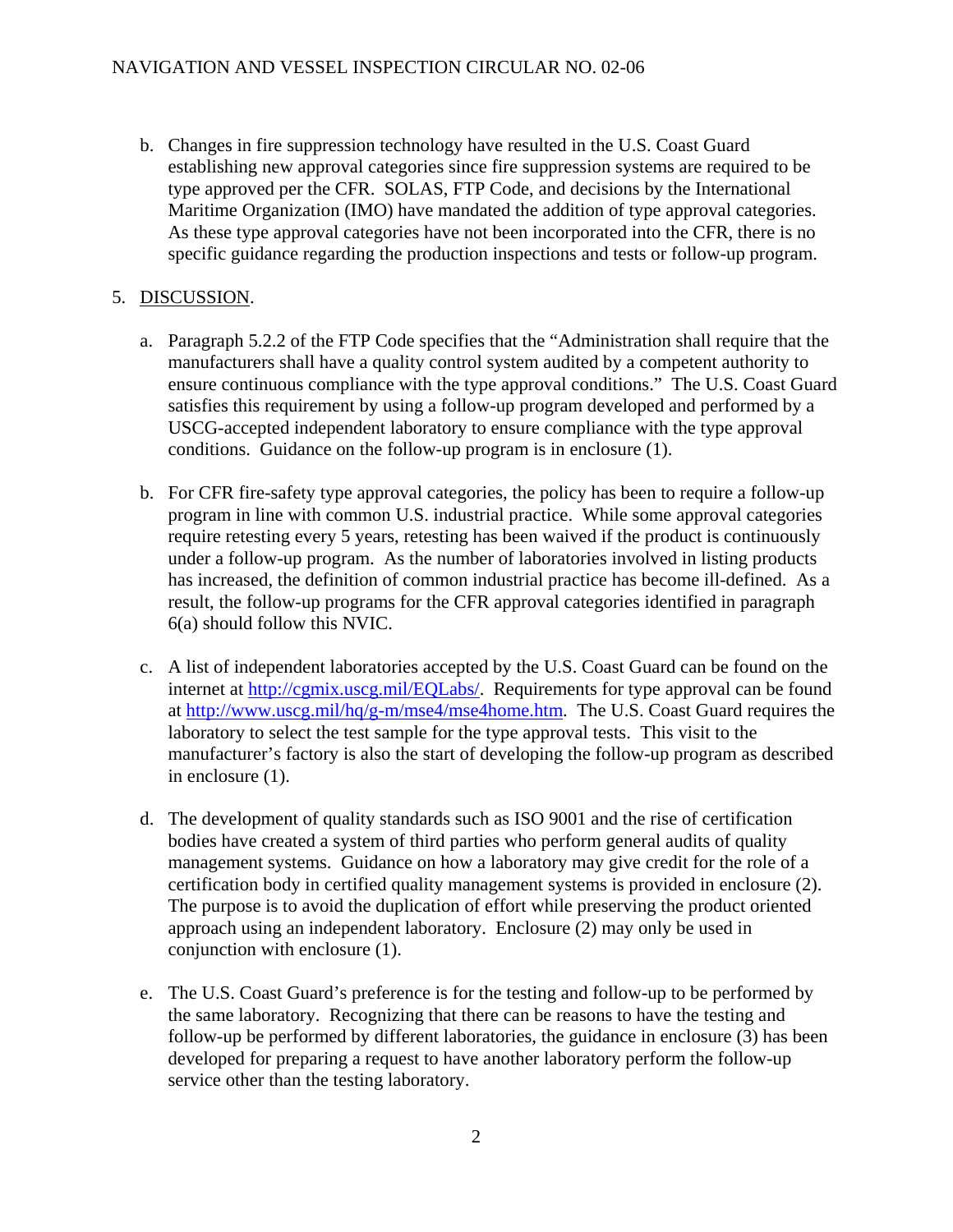b. Changes in fire suppression technology have resulted in the U.S. Coast Guard establishing new approval categories since fire suppression systems are required to be type approved per the CFR. SOLAS, FTP Code, and decisions by the International Maritime Organization (IMO) have mandated the addition of type approval categories. As these type approval categories have not been incorporated into the CFR, there is no specific guidance regarding the production inspections and tests or follow-up program.

5. DISCUSSION.

a. Paragraph 5.2.2 of the FTP Code specifies that the "Administration shall require that the manufacturers shall have a quality control system audited by a competent authority to ensure continuous compliance with the type approval conditions." The U.S. Coast Guard satisfies this requirement by using a follow-up program developed and performed by a USCG-accepted independent laboratory to ensure compliance with the type approval conditions. Guidance on the follow-up program is in enclosure (1).

b. For CFR fire-safety type approval categories, the policy has been to require a follow-up program in line with common U.S. industrial practice. While some approval categories require retesting every 5 years, retesting has been waived if the product is continuously under a follow-up program. As the number of laboratories involved in listing products has increased, the definition of common industrial practice has become ill-defined. As a result, the follow-up programs for the CFR approval categories identified in paragraph 6(a) should follow this NVIC.

c. A list of independent laboratories accepted by the U.S. Coast Guard can be found on the internet at http://cgmix.uscg.mil/EQLabs/. Requirements for type approval can be found at http://www.uscg.mil/hq/g-m/mse4/mse4home.htm. The U.S. Coast Guard requires the laboratory to select the test sample for the type approval tests. This visit to the manufacturer's factory is also the start of developing the follow-up program as described in enclosure (1).

d. The development of quality standards such as ISO 9001 and the rise of certification bodies have created a system of third parties who perform general audits of quality management systems. Guidance on how a laboratory may give credit for the role of a certification body in certified quality management systems is provided in enclosure (2). The purpose is to avoid the duplication of effort while preserving the product oriented approach using an independent laboratory. Enclosure (2) may only be used in conjunction with enclosure (1).

e. The U.S. Coast Guard's preference is for the testing and follow-up to be performed by the same laboratory. Recognizing that there can be reasons to have the testing and follow-up be performed by different laboratories, the guidance in enclosure (3) has been developed for preparing a request to have another laboratory perform the follow-up service other than the testing laboratory.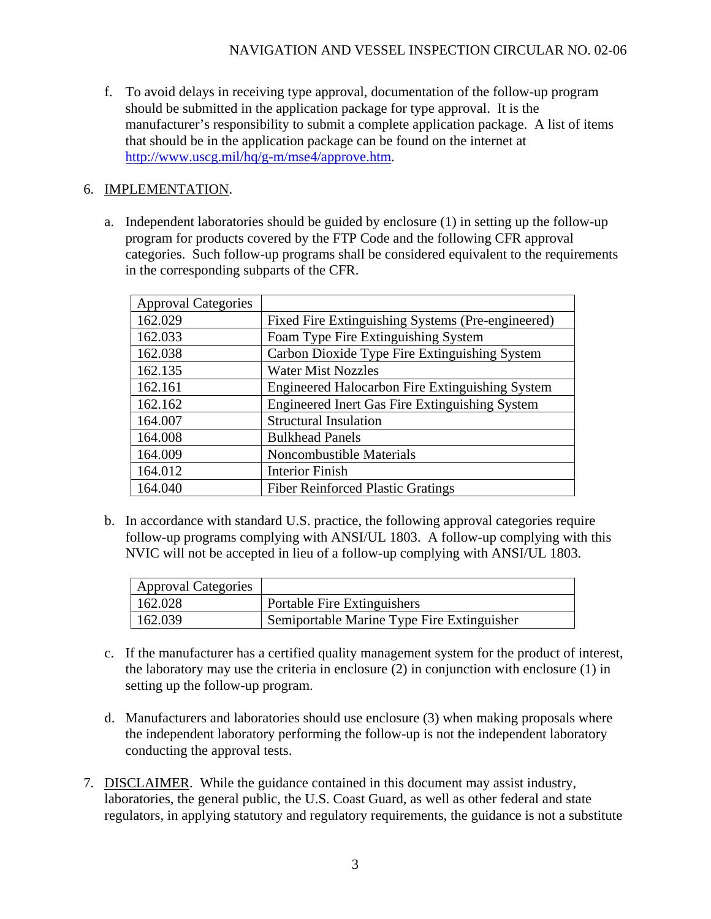f. To avoid delays in receiving type approval, documentation of the follow-up program should be submitted in the application package for type approval. It is the manufacturer's responsibility to submit a complete application package. A list of items that should be in the application package can be found on the internet at http://www.uscg.mil/hq/g-m/mse4/approve.htm.

6. IMPLEMENTATION.

a. Independent laboratories should be guided by enclosure (1) in setting up the follow-up program for products covered by the FTP Code and the following CFR approval categories. Such follow-up programs shall be considered equivalent to the requirements in the corresponding subparts of the CFR.

| Approval Categories | |
|---|---|
| 162.029 | Fixed Fire Extinguishing Systems (Pre-engineered) |
| 162.033 | Foam Type Fire Extinguishing System |
| 162.038 | Carbon Dioxide Type Fire Extinguishing System |
| 162.135 | Water Mist Nozzles |
| 162.161 | Engineered Halocarbon Fire Extinguishing System |
| 162.162 | Engineered Inert Gas Fire Extinguishing System |
| 164.007 | Structural Insulation |
| 164.008 | Bulkhead Panels |
| 164.009 | Noncombustible Materials |
| 164.012 | Interior Finish |
| 164.040 | Fiber Reinforced Plastic Gratings |

b. In accordance with standard U.S. practice, the following approval categories require follow-up programs complying with ANSI/UL 1803. A follow-up complying with this NVIC will not be accepted in lieu of a follow-up complying with ANSI/UL 1803.

| Approval Categories | |
|---|---|
| 162.028 | Portable Fire Extinguishers |
| 162.039 | Semiportable Marine Type Fire Extinguisher |

c. If the manufacturer has a certified quality management system for the product of interest, the laboratory may use the criteria in enclosure (2) in conjunction with enclosure (1) in setting up the follow-up program.

d. Manufacturers and laboratories should use enclosure (3) when making proposals where the independent laboratory performing the follow-up is not the independent laboratory conducting the approval tests.

7. DISCLAIMER. While the guidance contained in this document may assist industry, laboratories, the general public, the U.S. Coast Guard, as well as other federal and state regulators, in applying statutory and regulatory requirements, the guidance is not a substitute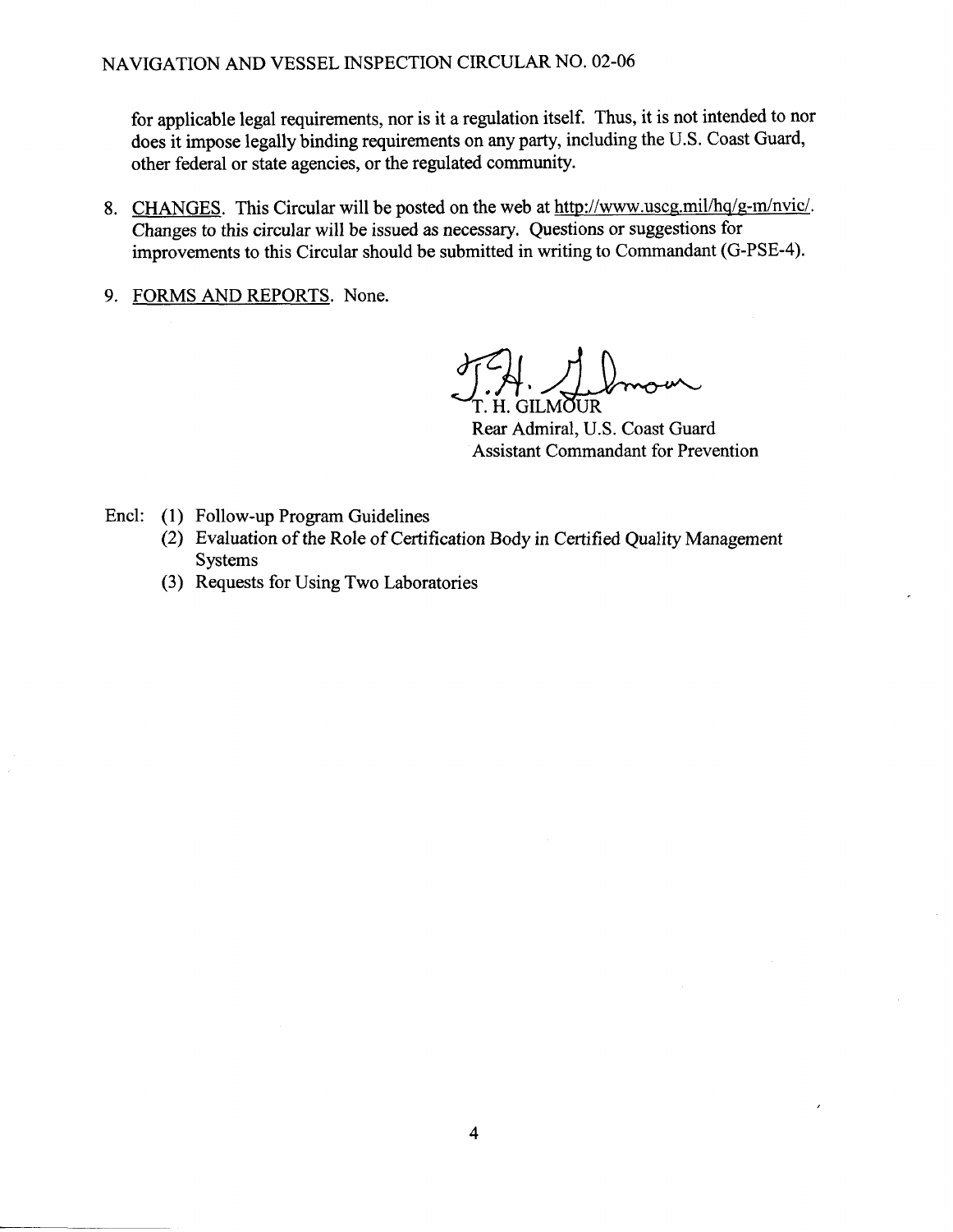for applicable legal requirements, nor is it a regulation itself. Thus, it is not intended to nor does it impose legally binding requirements on any party, including the U.S. Coast Guard, other federal or state agencies, or the regulated community.

8. CHANGES. This Circular will be posted on the web at http://www.uscg.mil/hq/g-m/nvic/. Changes to this circular will be issued as necessary. Questions or suggestions for improvements to this Circular should be submitted in writing to Commandant (G-PSE-4).

9. FORMS AND REPORTS. None.

T. H. GILMOUR
Rear Admiral, U.S. Coast Guard
Assistant Commandant for Prevention

Encl: (1) Follow-up Program Guidelines
(2) Evaluation of the Role of Certification Body in Certified Quality Management Systems
(3) Requests for Using Two Laboratories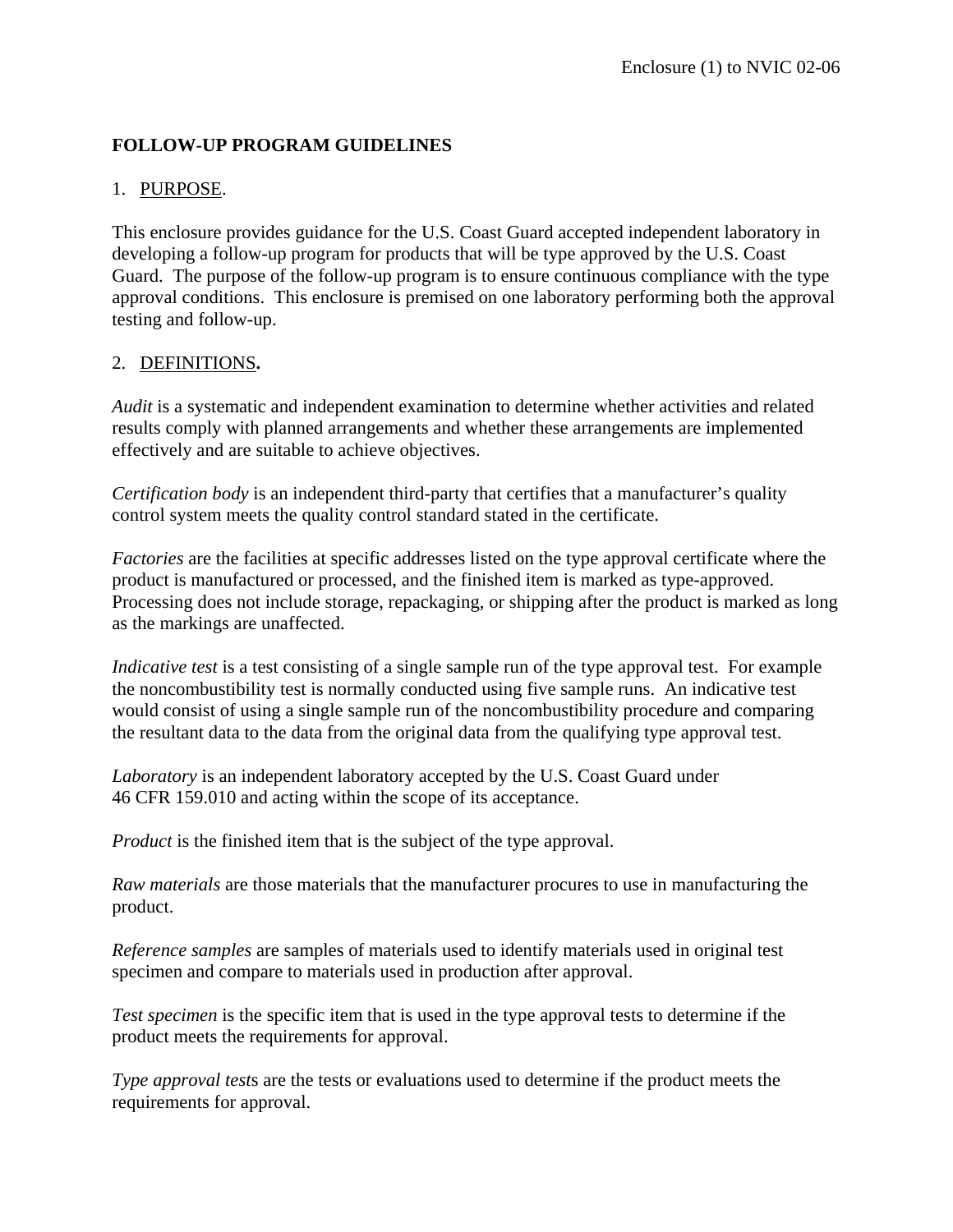## FOLLOW-UP PROGRAM GUIDELINES

1. PURPOSE.

This enclosure provides guidance for the U.S. Coast Guard accepted independent laboratory in developing a follow-up program for products that will be type approved by the U.S. Coast Guard. The purpose of the follow-up program is to ensure continuous compliance with the type approval conditions. This enclosure is premised on one laboratory performing both the approval testing and follow-up.

2. DEFINITIONS**.**

*Audit* is a systematic and independent examination to determine whether activities and related results comply with planned arrangements and whether these arrangements are implemented effectively and are suitable to achieve objectives.

*Certification body* is an independent third-party that certifies that a manufacturer's quality control system meets the quality control standard stated in the certificate.

*Factories* are the facilities at specific addresses listed on the type approval certificate where the product is manufactured or processed, and the finished item is marked as type-approved. Processing does not include storage, repackaging, or shipping after the product is marked as long as the markings are unaffected.

*Indicative test* is a test consisting of a single sample run of the type approval test. For example the noncombustibility test is normally conducted using five sample runs. An indicative test would consist of using a single sample run of the noncombustibility procedure and comparing the resultant data to the data from the original data from the qualifying type approval test.

*Laboratory* is an independent laboratory accepted by the U.S. Coast Guard under 46 CFR 159.010 and acting within the scope of its acceptance.

*Product* is the finished item that is the subject of the type approval.

*Raw materials* are those materials that the manufacturer procures to use in manufacturing the product.

*Reference samples* are samples of materials used to identify materials used in original test specimen and compare to materials used in production after approval.

*Test specimen* is the specific item that is used in the type approval tests to determine if the product meets the requirements for approval.

*Type approval test*s are the tests or evaluations used to determine if the product meets the requirements for approval.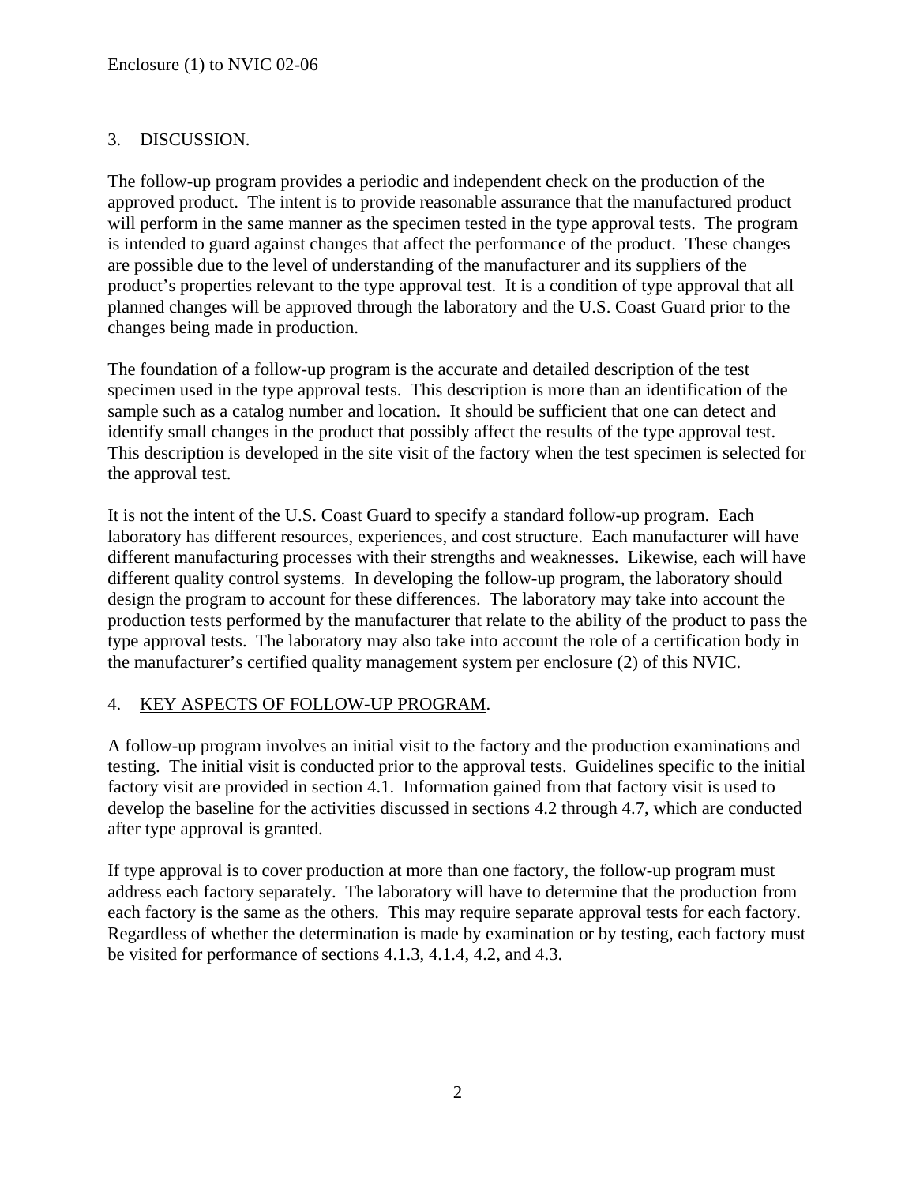## 3. DISCUSSION.

The follow-up program provides a periodic and independent check on the production of the approved product. The intent is to provide reasonable assurance that the manufactured product will perform in the same manner as the specimen tested in the type approval tests. The program is intended to guard against changes that affect the performance of the product. These changes are possible due to the level of understanding of the manufacturer and its suppliers of the product's properties relevant to the type approval test. It is a condition of type approval that all planned changes will be approved through the laboratory and the U.S. Coast Guard prior to the changes being made in production.

The foundation of a follow-up program is the accurate and detailed description of the test specimen used in the type approval tests. This description is more than an identification of the sample such as a catalog number and location. It should be sufficient that one can detect and identify small changes in the product that possibly affect the results of the type approval test. This description is developed in the site visit of the factory when the test specimen is selected for the approval test.

It is not the intent of the U.S. Coast Guard to specify a standard follow-up program. Each laboratory has different resources, experiences, and cost structure. Each manufacturer will have different manufacturing processes with their strengths and weaknesses. Likewise, each will have different quality control systems. In developing the follow-up program, the laboratory should design the program to account for these differences. The laboratory may take into account the production tests performed by the manufacturer that relate to the ability of the product to pass the type approval tests. The laboratory may also take into account the role of a certification body in the manufacturer's certified quality management system per enclosure (2) of this NVIC.

## 4. KEY ASPECTS OF FOLLOW-UP PROGRAM.

A follow-up program involves an initial visit to the factory and the production examinations and testing. The initial visit is conducted prior to the approval tests. Guidelines specific to the initial factory visit are provided in section 4.1. Information gained from that factory visit is used to develop the baseline for the activities discussed in sections 4.2 through 4.7, which are conducted after type approval is granted.

If type approval is to cover production at more than one factory, the follow-up program must address each factory separately. The laboratory will have to determine that the production from each factory is the same as the others. This may require separate approval tests for each factory. Regardless of whether the determination is made by examination or by testing, each factory must be visited for performance of sections 4.1.3, 4.1.4, 4.2, and 4.3.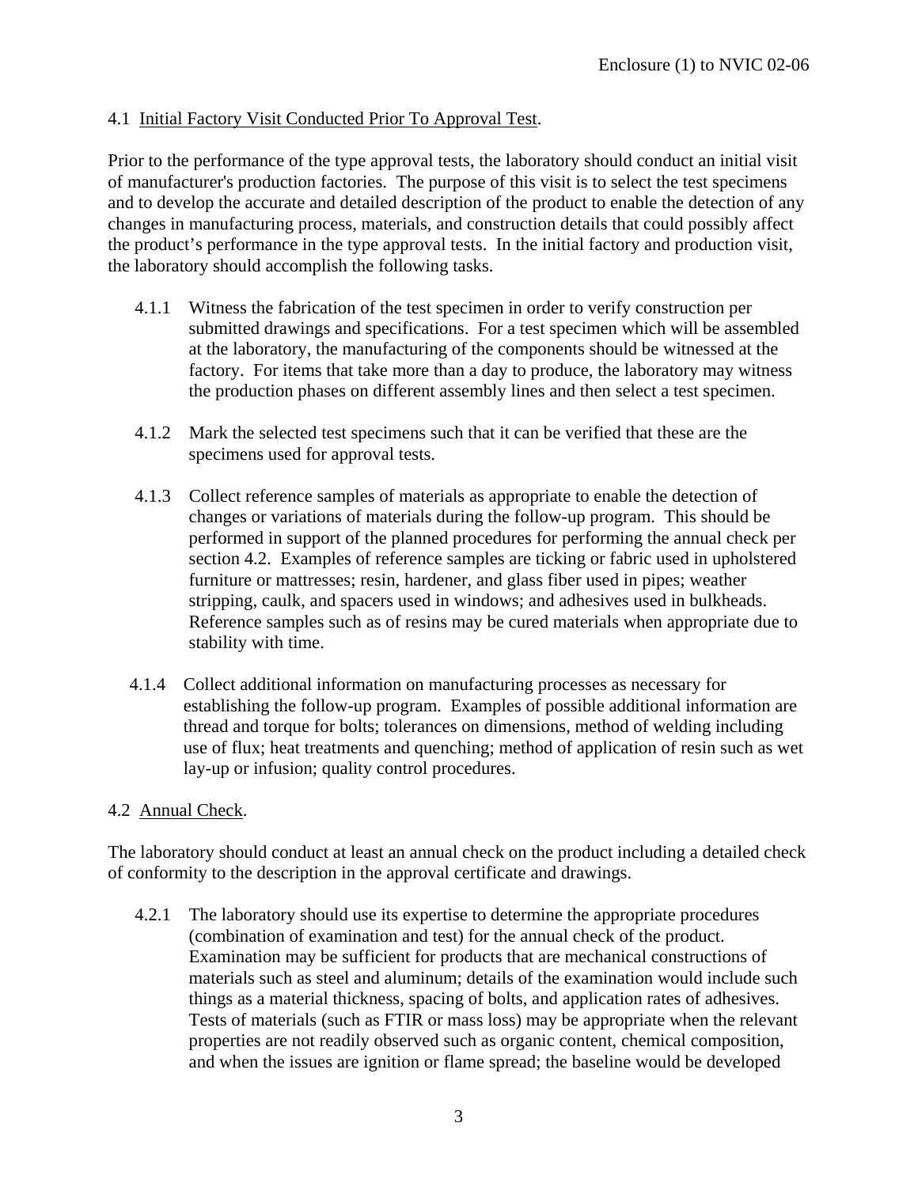### 4.1 Initial Factory Visit Conducted Prior To Approval Test.

Prior to the performance of the type approval tests, the laboratory should conduct an initial visit of manufacturer's production factories. The purpose of this visit is to select the test specimens and to develop the accurate and detailed description of the product to enable the detection of any changes in manufacturing process, materials, and construction details that could possibly affect the product's performance in the type approval tests. In the initial factory and production visit, the laboratory should accomplish the following tasks.

4.1.1 Witness the fabrication of the test specimen in order to verify construction per submitted drawings and specifications. For a test specimen which will be assembled at the laboratory, the manufacturing of the components should be witnessed at the factory. For items that take more than a day to produce, the laboratory may witness the production phases on different assembly lines and then select a test specimen.

4.1.2 Mark the selected test specimens such that it can be verified that these are the specimens used for approval tests.

4.1.3 Collect reference samples of materials as appropriate to enable the detection of changes or variations of materials during the follow-up program. This should be performed in support of the planned procedures for performing the annual check per section 4.2. Examples of reference samples are ticking or fabric used in upholstered furniture or mattresses; resin, hardener, and glass fiber used in pipes; weather stripping, caulk, and spacers used in windows; and adhesives used in bulkheads. Reference samples such as of resins may be cured materials when appropriate due to stability with time.

4.1.4 Collect additional information on manufacturing processes as necessary for establishing the follow-up program. Examples of possible additional information are thread and torque for bolts; tolerances on dimensions, method of welding including use of flux; heat treatments and quenching; method of application of resin such as wet lay-up or infusion; quality control procedures.

### 4.2 Annual Check.

The laboratory should conduct at least an annual check on the product including a detailed check of conformity to the description in the approval certificate and drawings.

4.2.1 The laboratory should use its expertise to determine the appropriate procedures (combination of examination and test) for the annual check of the product. Examination may be sufficient for products that are mechanical constructions of materials such as steel and aluminum; details of the examination would include such things as a material thickness, spacing of bolts, and application rates of adhesives. Tests of materials (such as FTIR or mass loss) may be appropriate when the relevant properties are not readily observed such as organic content, chemical composition, and when the issues are ignition or flame spread; the baseline would be developed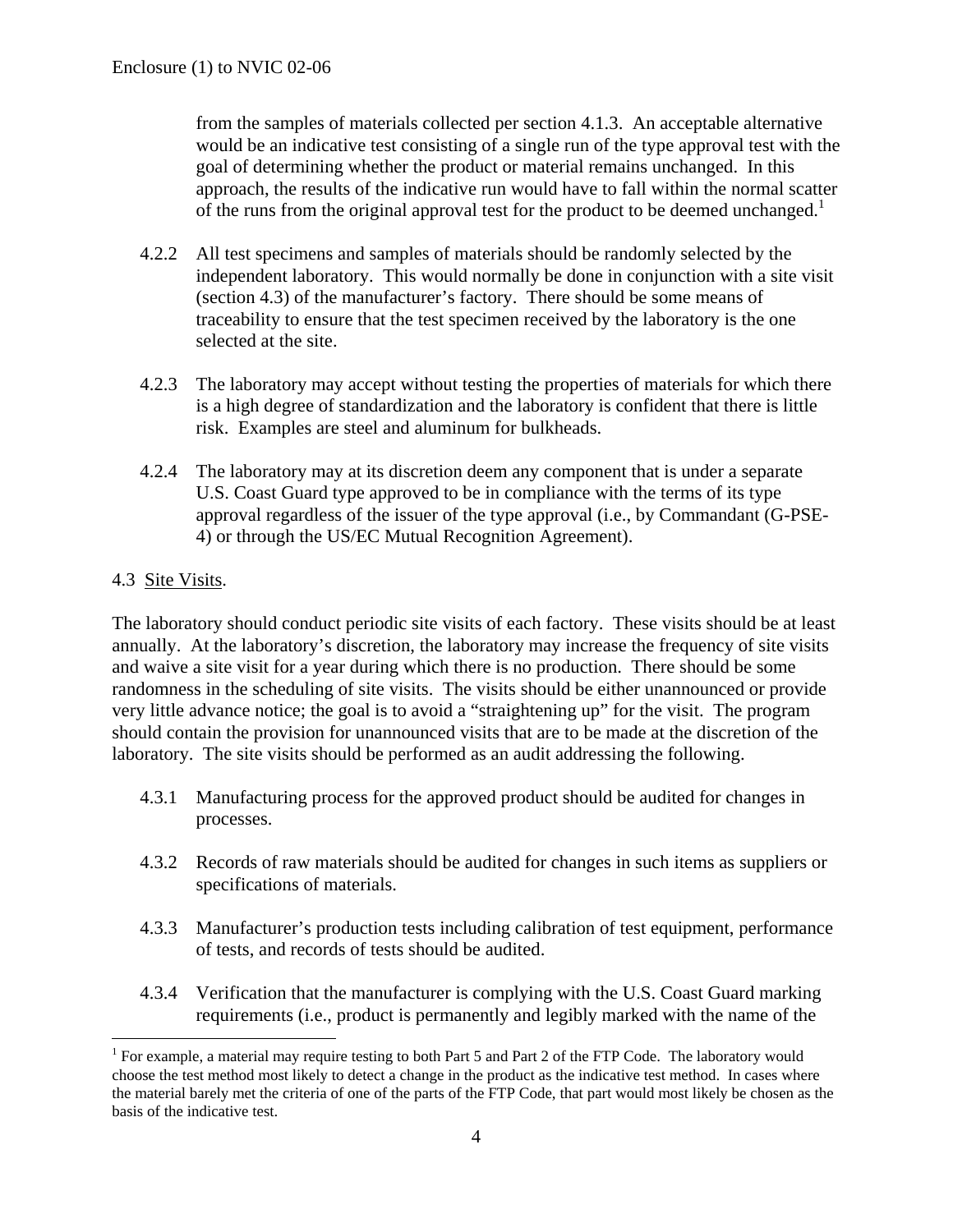from the samples of materials collected per section 4.1.3. An acceptable alternative would be an indicative test consisting of a single run of the type approval test with the goal of determining whether the product or material remains unchanged. In this approach, the results of the indicative run would have to fall within the normal scatter of the runs from the original approval test for the product to be deemed unchanged.[1]

4.2.2 All test specimens and samples of materials should be randomly selected by the independent laboratory. This would normally be done in conjunction with a site visit (section 4.3) of the manufacturer's factory. There should be some means of traceability to ensure that the test specimen received by the laboratory is the one selected at the site.

4.2.3 The laboratory may accept without testing the properties of materials for which there is a high degree of standardization and the laboratory is confident that there is little risk. Examples are steel and aluminum for bulkheads.

4.2.4 The laboratory may at its discretion deem any component that is under a separate U.S. Coast Guard type approved to be in compliance with the terms of its type approval regardless of the issuer of the type approval (i.e., by Commandant (G-PSE-4) or through the US/EC Mutual Recognition Agreement).

4.3 Site Visits.

The laboratory should conduct periodic site visits of each factory. These visits should be at least annually. At the laboratory's discretion, the laboratory may increase the frequency of site visits and waive a site visit for a year during which there is no production. There should be some randomness in the scheduling of site visits. The visits should be either unannounced or provide very little advance notice; the goal is to avoid a "straightening up" for the visit. The program should contain the provision for unannounced visits that are to be made at the discretion of the laboratory. The site visits should be performed as an audit addressing the following.

4.3.1 Manufacturing process for the approved product should be audited for changes in processes.

4.3.2 Records of raw materials should be audited for changes in such items as suppliers or specifications of materials.

4.3.3 Manufacturer's production tests including calibration of test equipment, performance of tests, and records of tests should be audited.

4.3.4 Verification that the manufacturer is complying with the U.S. Coast Guard marking requirements (i.e., product is permanently and legibly marked with the name of the

[1] For example, a material may require testing to both Part 5 and Part 2 of the FTP Code. The laboratory would choose the test method most likely to detect a change in the product as the indicative test method. In cases where the material barely met the criteria of one of the parts of the FTP Code, that part would most likely be chosen as the basis of the indicative test.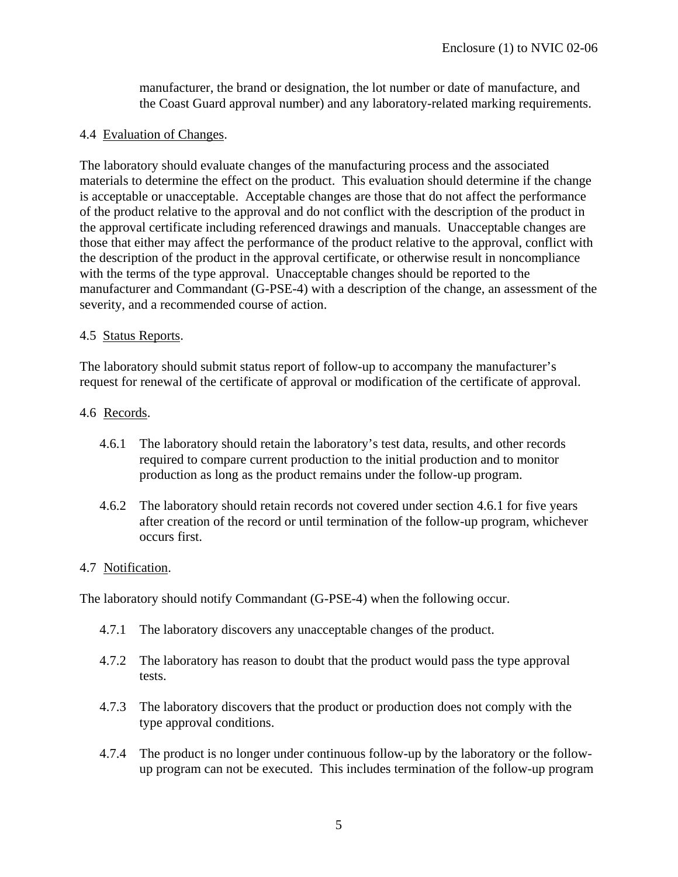manufacturer, the brand or designation, the lot number or date of manufacture, and the Coast Guard approval number) and any laboratory-related marking requirements.

4.4 Evaluation of Changes.

The laboratory should evaluate changes of the manufacturing process and the associated materials to determine the effect on the product. This evaluation should determine if the change is acceptable or unacceptable. Acceptable changes are those that do not affect the performance of the product relative to the approval and do not conflict with the description of the product in the approval certificate including referenced drawings and manuals. Unacceptable changes are those that either may affect the performance of the product relative to the approval, conflict with the description of the product in the approval certificate, or otherwise result in noncompliance with the terms of the type approval. Unacceptable changes should be reported to the manufacturer and Commandant (G-PSE-4) with a description of the change, an assessment of the severity, and a recommended course of action.

4.5 Status Reports.

The laboratory should submit status report of follow-up to accompany the manufacturer's request for renewal of the certificate of approval or modification of the certificate of approval.

4.6 Records.

4.6.1 The laboratory should retain the laboratory's test data, results, and other records required to compare current production to the initial production and to monitor production as long as the product remains under the follow-up program.

4.6.2 The laboratory should retain records not covered under section 4.6.1 for five years after creation of the record or until termination of the follow-up program, whichever occurs first.

4.7 Notification.

The laboratory should notify Commandant (G-PSE-4) when the following occur.

4.7.1 The laboratory discovers any unacceptable changes of the product.

4.7.2 The laboratory has reason to doubt that the product would pass the type approval tests.

4.7.3 The laboratory discovers that the product or production does not comply with the type approval conditions.

4.7.4 The product is no longer under continuous follow-up by the laboratory or the follow-up program can not be executed. This includes termination of the follow-up program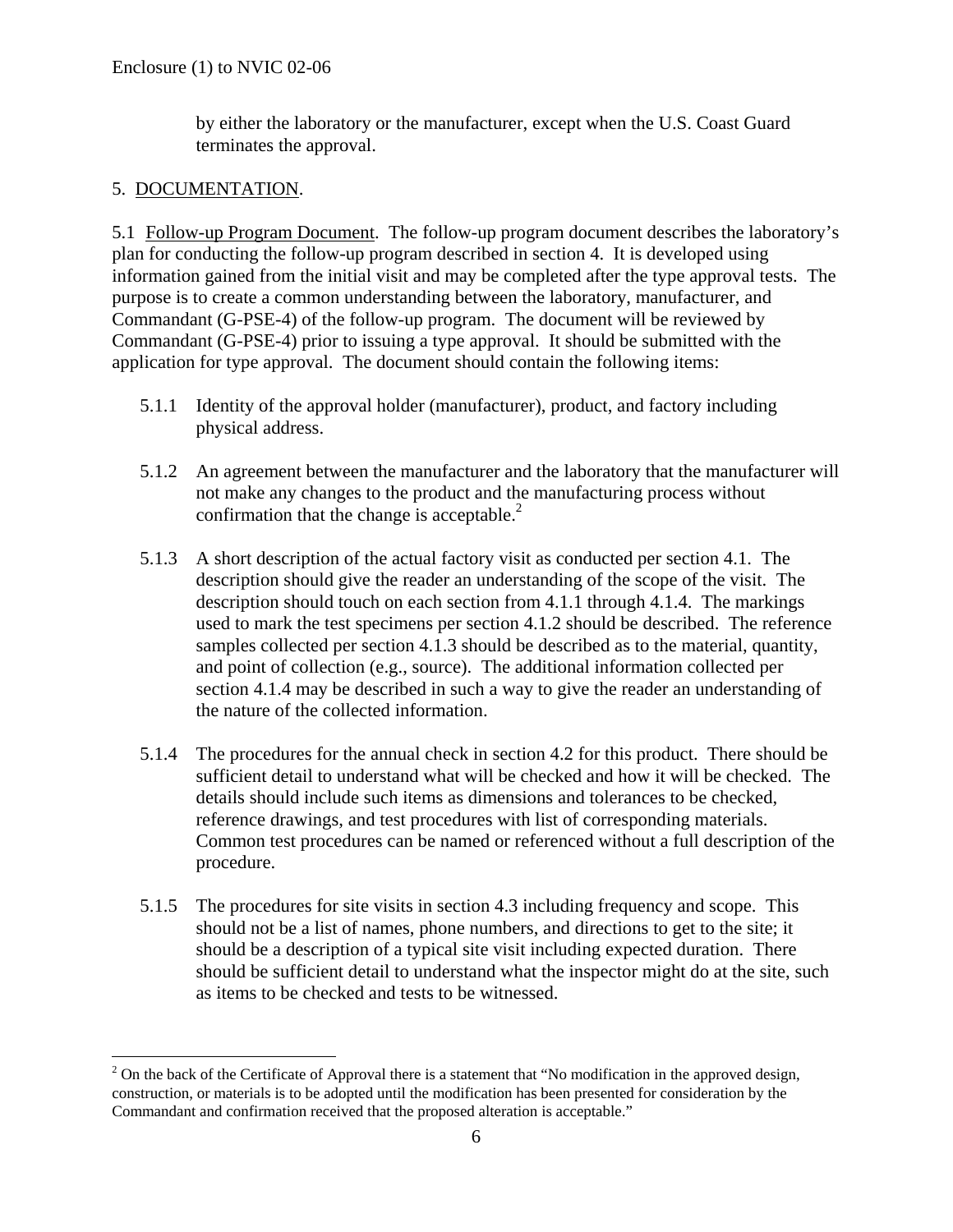by either the laboratory or the manufacturer, except when the U.S. Coast Guard terminates the approval.

## 5. DOCUMENTATION.

5.1 Follow-up Program Document. The follow-up program document describes the laboratory's plan for conducting the follow-up program described in section 4. It is developed using information gained from the initial visit and may be completed after the type approval tests. The purpose is to create a common understanding between the laboratory, manufacturer, and Commandant (G-PSE-4) of the follow-up program. The document will be reviewed by Commandant (G-PSE-4) prior to issuing a type approval. It should be submitted with the application for type approval. The document should contain the following items:

5.1.1 Identity of the approval holder (manufacturer), product, and factory including physical address.

5.1.2 An agreement between the manufacturer and the laboratory that the manufacturer will not make any changes to the product and the manufacturing process without confirmation that the change is acceptable.[2]

5.1.3 A short description of the actual factory visit as conducted per section 4.1. The description should give the reader an understanding of the scope of the visit. The description should touch on each section from 4.1.1 through 4.1.4. The markings used to mark the test specimens per section 4.1.2 should be described. The reference samples collected per section 4.1.3 should be described as to the material, quantity, and point of collection (e.g., source). The additional information collected per section 4.1.4 may be described in such a way to give the reader an understanding of the nature of the collected information.

5.1.4 The procedures for the annual check in section 4.2 for this product. There should be sufficient detail to understand what will be checked and how it will be checked. The details should include such items as dimensions and tolerances to be checked, reference drawings, and test procedures with list of corresponding materials. Common test procedures can be named or referenced without a full description of the procedure.

5.1.5 The procedures for site visits in section 4.3 including frequency and scope. This should not be a list of names, phone numbers, and directions to get to the site; it should be a description of a typical site visit including expected duration. There should be sufficient detail to understand what the inspector might do at the site, such as items to be checked and tests to be witnessed.

---

[2] On the back of the Certificate of Approval there is a statement that "No modification in the approved design, construction, or materials is to be adopted until the modification has been presented for consideration by the Commandant and confirmation received that the proposed alteration is acceptable."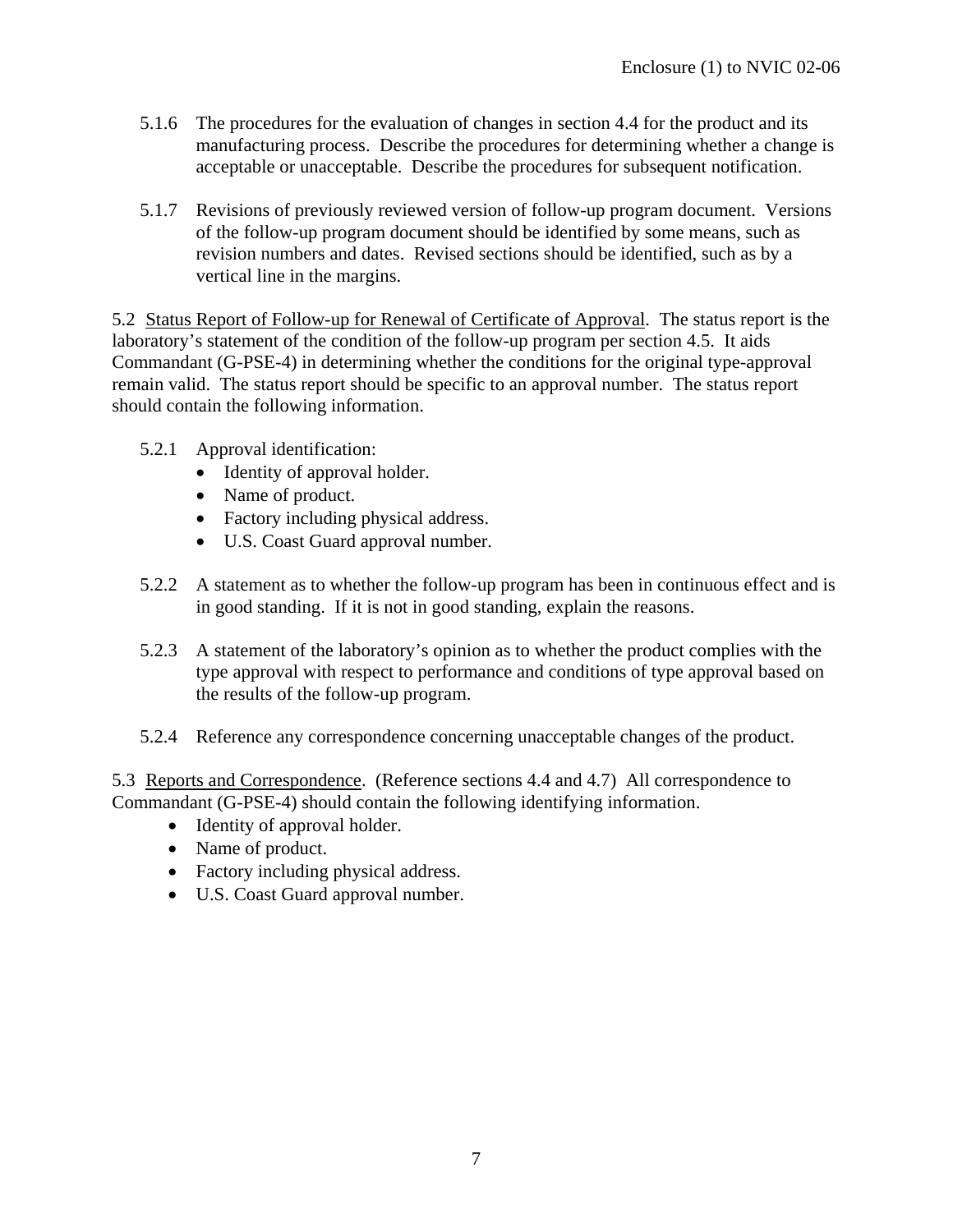5.1.6 The procedures for the evaluation of changes in section 4.4 for the product and its manufacturing process. Describe the procedures for determining whether a change is acceptable or unacceptable. Describe the procedures for subsequent notification.

5.1.7 Revisions of previously reviewed version of follow-up program document. Versions of the follow-up program document should be identified by some means, such as revision numbers and dates. Revised sections should be identified, such as by a vertical line in the margins.

5.2 Status Report of Follow-up for Renewal of Certificate of Approval. The status report is the laboratory's statement of the condition of the follow-up program per section 4.5. It aids Commandant (G-PSE-4) in determining whether the conditions for the original type-approval remain valid. The status report should be specific to an approval number. The status report should contain the following information.

5.2.1 Approval identification:

- Identity of approval holder.
- Name of product.
- Factory including physical address.
- U.S. Coast Guard approval number.

5.2.2 A statement as to whether the follow-up program has been in continuous effect and is in good standing. If it is not in good standing, explain the reasons.

5.2.3 A statement of the laboratory's opinion as to whether the product complies with the type approval with respect to performance and conditions of type approval based on the results of the follow-up program.

5.2.4 Reference any correspondence concerning unacceptable changes of the product.

5.3 Reports and Correspondence. (Reference sections 4.4 and 4.7) All correspondence to Commandant (G-PSE-4) should contain the following identifying information.

- Identity of approval holder.
- Name of product.
- Factory including physical address.
- U.S. Coast Guard approval number.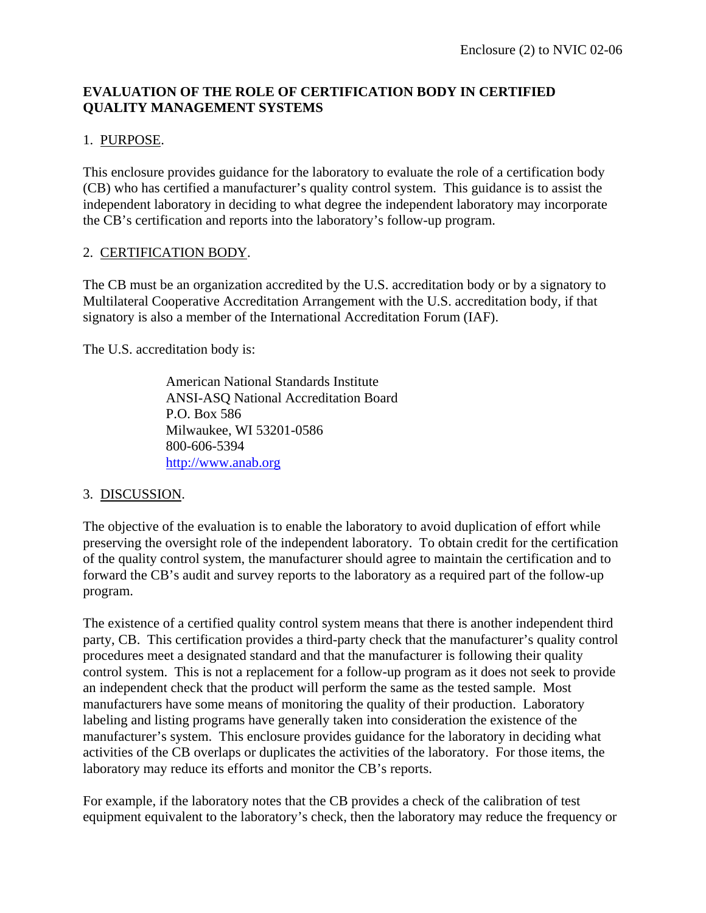Enclosure (2) to NVIC 02-06

## EVALUATION OF THE ROLE OF CERTIFICATION BODY IN CERTIFIED QUALITY MANAGEMENT SYSTEMS

1. PURPOSE.

This enclosure provides guidance for the laboratory to evaluate the role of a certification body (CB) who has certified a manufacturer's quality control system. This guidance is to assist the independent laboratory in deciding to what degree the independent laboratory may incorporate the CB's certification and reports into the laboratory's follow-up program.

2. CERTIFICATION BODY.

The CB must be an organization accredited by the U.S. accreditation body or by a signatory to Multilateral Cooperative Accreditation Arrangement with the U.S. accreditation body, if that signatory is also a member of the International Accreditation Forum (IAF).

The U.S. accreditation body is:

American National Standards Institute  
ANSI-ASQ National Accreditation Board  
P.O. Box 586  
Milwaukee, WI 53201-0586  
800-606-5394  
http://www.anab.org

3. DISCUSSION.

The objective of the evaluation is to enable the laboratory to avoid duplication of effort while preserving the oversight role of the independent laboratory. To obtain credit for the certification of the quality control system, the manufacturer should agree to maintain the certification and to forward the CB's audit and survey reports to the laboratory as a required part of the follow-up program.

The existence of a certified quality control system means that there is another independent third party, CB. This certification provides a third-party check that the manufacturer's quality control procedures meet a designated standard and that the manufacturer is following their quality control system. This is not a replacement for a follow-up program as it does not seek to provide an independent check that the product will perform the same as the tested sample. Most manufacturers have some means of monitoring the quality of their production. Laboratory labeling and listing programs have generally taken into consideration the existence of the manufacturer's system. This enclosure provides guidance for the laboratory in deciding what activities of the CB overlaps or duplicates the activities of the laboratory. For those items, the laboratory may reduce its efforts and monitor the CB's reports.

For example, if the laboratory notes that the CB provides a check of the calibration of test equipment equivalent to the laboratory's check, then the laboratory may reduce the frequency or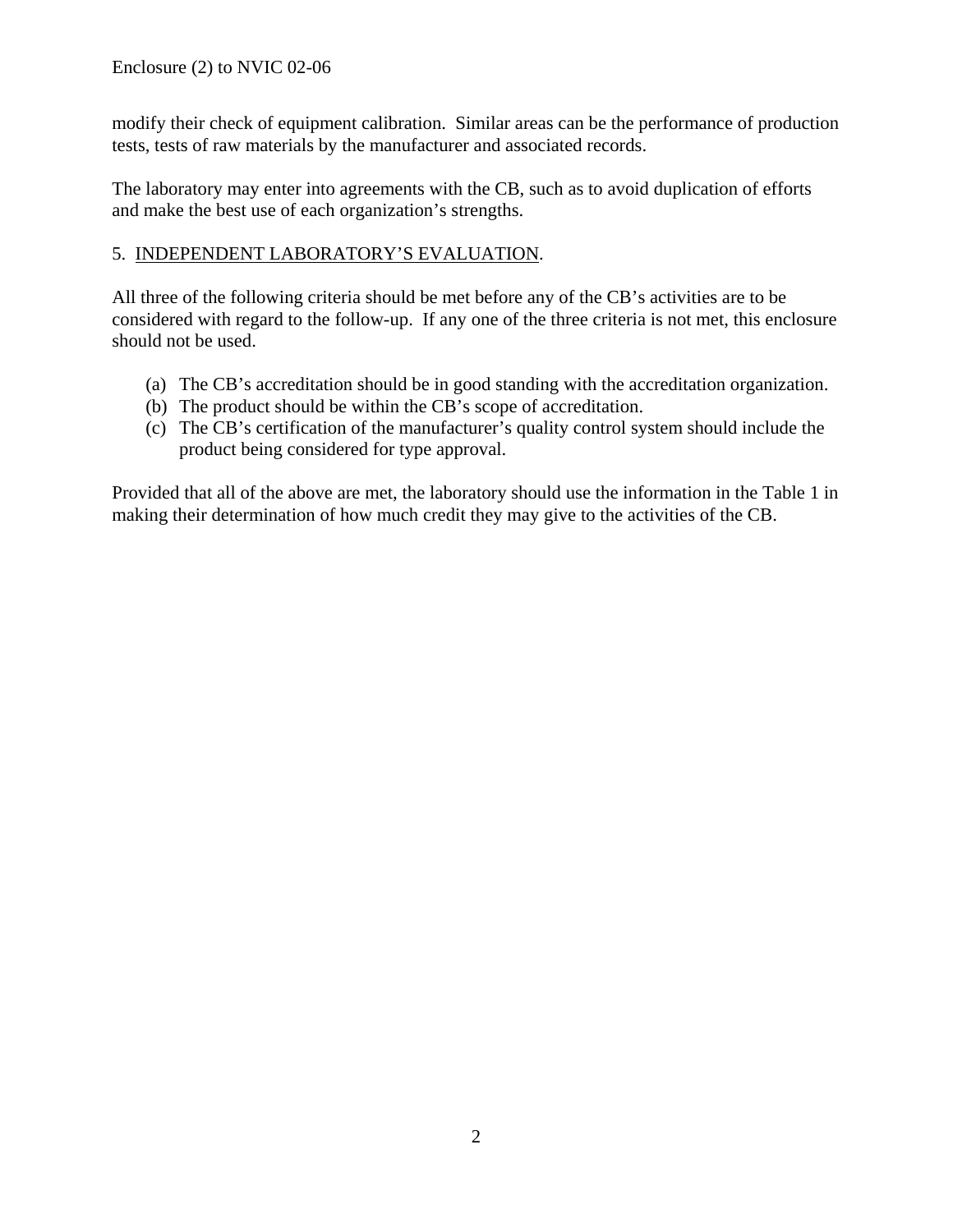modify their check of equipment calibration. Similar areas can be the performance of production tests, tests of raw materials by the manufacturer and associated records.

The laboratory may enter into agreements with the CB, such as to avoid duplication of efforts and make the best use of each organization's strengths.

## 5. INDEPENDENT LABORATORY'S EVALUATION.

All three of the following criteria should be met before any of the CB's activities are to be considered with regard to the follow-up. If any one of the three criteria is not met, this enclosure should not be used.

(a) The CB's accreditation should be in good standing with the accreditation organization.
(b) The product should be within the CB's scope of accreditation.
(c) The CB's certification of the manufacturer's quality control system should include the product being considered for type approval.

Provided that all of the above are met, the laboratory should use the information in the Table 1 in making their determination of how much credit they may give to the activities of the CB.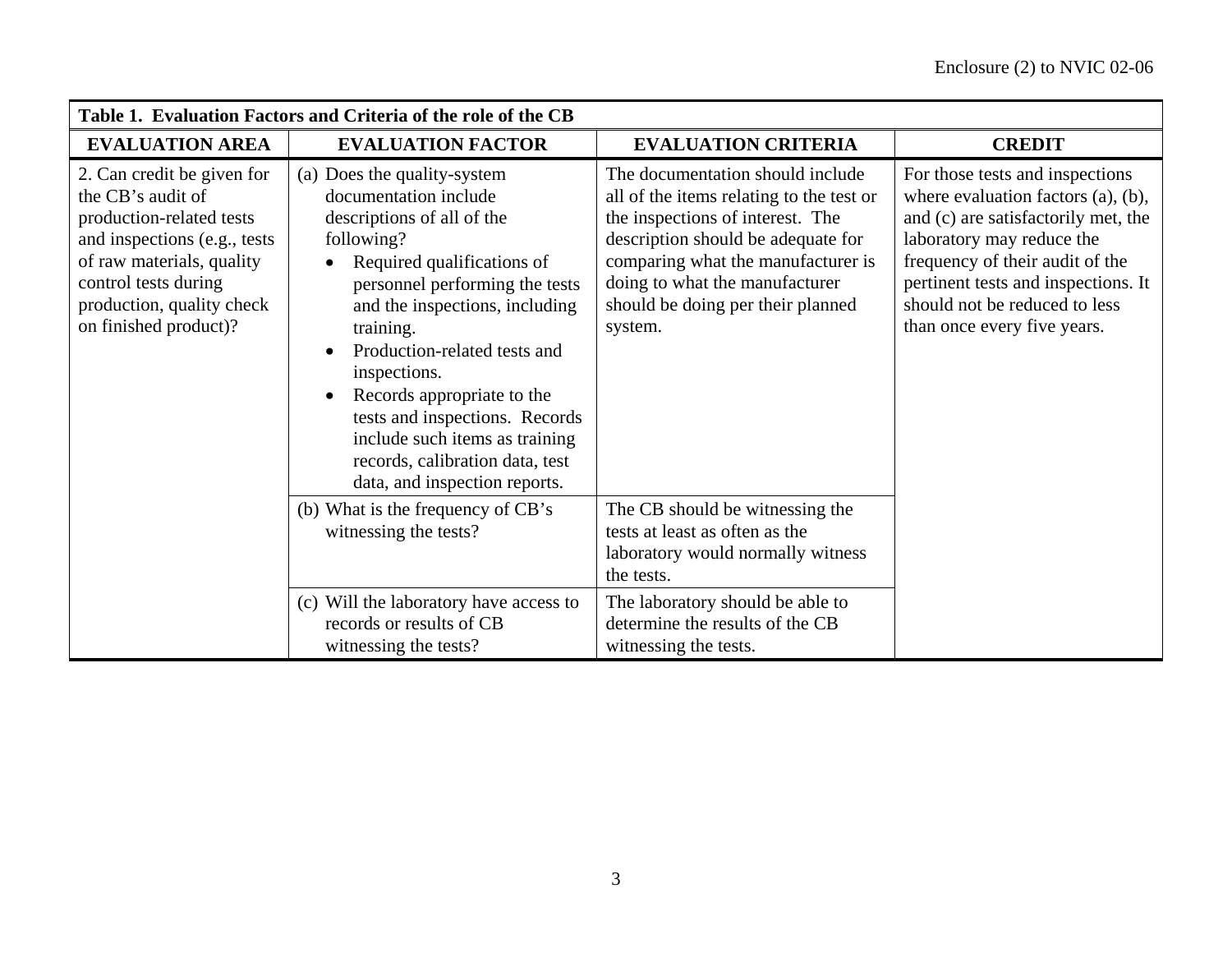| Table 1. Evaluation Factors and Criteria of the role of the CB | | | |
|---|---|---|---|
| **EVALUATION AREA** | **EVALUATION FACTOR** | **EVALUATION CRITERIA** | **CREDIT** |
| 2. Can credit be given for the CB's audit of production-related tests and inspections (e.g., tests of raw materials, quality control tests during production, quality check on finished product)? | (a) Does the quality-system documentation include descriptions of all of the following?<br>• Required qualifications of personnel performing the tests and the inspections, including training.<br>• Production-related tests and inspections.<br>• Records appropriate to the tests and inspections. Records include such items as training records, calibration data, test data, and inspection reports. | The documentation should include all of the items relating to the test or the inspections of interest. The description should be adequate for comparing what the manufacturer is doing to what the manufacturer should be doing per their planned system. | For those tests and inspections where evaluation factors (a), (b), and (c) are satisfactorily met, the laboratory may reduce the frequency of their audit of the pertinent tests and inspections. It should not be reduced to less than once every five years. |
| | (b) What is the frequency of CB's witnessing the tests? | The CB should be witnessing the tests at least as often as the laboratory would normally witness the tests. | |
| | (c) Will the laboratory have access to records or results of CB witnessing the tests? | The laboratory should be able to determine the results of the CB witnessing the tests. | |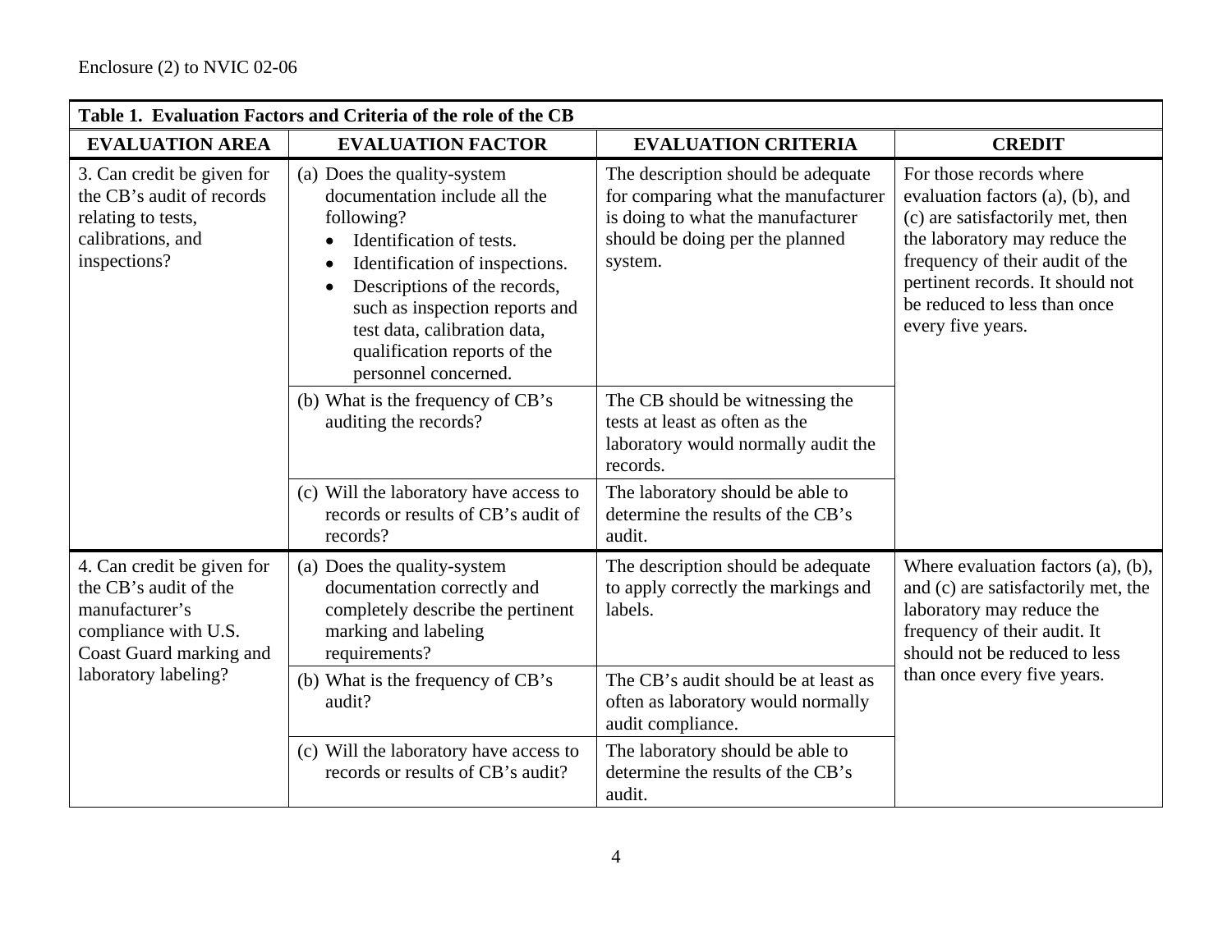| Table 1. Evaluation Factors and Criteria of the role of the CB | | | |
|---|---|---|---|
| **EVALUATION AREA** | **EVALUATION FACTOR** | **EVALUATION CRITERIA** | **CREDIT** |
| 3. Can credit be given for the CB's audit of records relating to tests, calibrations, and inspections? | (a) Does the quality-system documentation include all the following?<br>• Identification of tests.<br>• Identification of inspections.<br>• Descriptions of the records, such as inspection reports and test data, calibration data, qualification reports of the personnel concerned. | The description should be adequate for comparing what the manufacturer is doing to what the manufacturer should be doing per the planned system. | For those records where evaluation factors (a), (b), and (c) are satisfactorily met, then the laboratory may reduce the frequency of their audit of the pertinent records. It should not be reduced to less than once every five years. |
| | (b) What is the frequency of CB's auditing the records? | The CB should be witnessing the tests at least as often as the laboratory would normally audit the records. | |
| | (c) Will the laboratory have access to records or results of CB's audit of records? | The laboratory should be able to determine the results of the CB's audit. | |
| 4. Can credit be given for the CB's audit of the manufacturer's compliance with U.S. Coast Guard marking and laboratory labeling? | (a) Does the quality-system documentation correctly and completely describe the pertinent marking and labeling requirements? | The description should be adequate to apply correctly the markings and labels. | Where evaluation factors (a), (b), and (c) are satisfactorily met, the laboratory may reduce the frequency of their audit. It should not be reduced to less than once every five years. |
| | (b) What is the frequency of CB's audit? | The CB's audit should be at least as often as laboratory would normally audit compliance. | |
| | (c) Will the laboratory have access to records or results of CB's audit? | The laboratory should be able to determine the results of the CB's audit. | |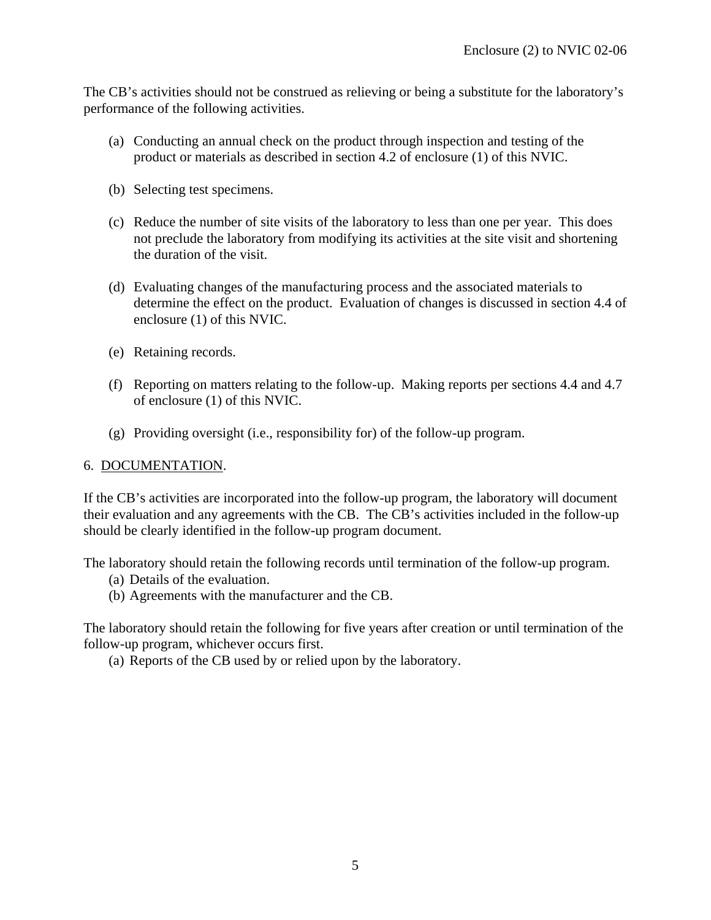The CB's activities should not be construed as relieving or being a substitute for the laboratory's performance of the following activities.

(a) Conducting an annual check on the product through inspection and testing of the product or materials as described in section 4.2 of enclosure (1) of this NVIC.

(b) Selecting test specimens.

(c) Reduce the number of site visits of the laboratory to less than one per year. This does not preclude the laboratory from modifying its activities at the site visit and shortening the duration of the visit.

(d) Evaluating changes of the manufacturing process and the associated materials to determine the effect on the product. Evaluation of changes is discussed in section 4.4 of enclosure (1) of this NVIC.

(e) Retaining records.

(f) Reporting on matters relating to the follow-up. Making reports per sections 4.4 and 4.7 of enclosure (1) of this NVIC.

(g) Providing oversight (i.e., responsibility for) of the follow-up program.

## 6. DOCUMENTATION.

If the CB's activities are incorporated into the follow-up program, the laboratory will document their evaluation and any agreements with the CB. The CB's activities included in the follow-up should be clearly identified in the follow-up program document.

The laboratory should retain the following records until termination of the follow-up program.

(a) Details of the evaluation.

(b) Agreements with the manufacturer and the CB.

The laboratory should retain the following for five years after creation or until termination of the follow-up program, whichever occurs first.

(a) Reports of the CB used by or relied upon by the laboratory.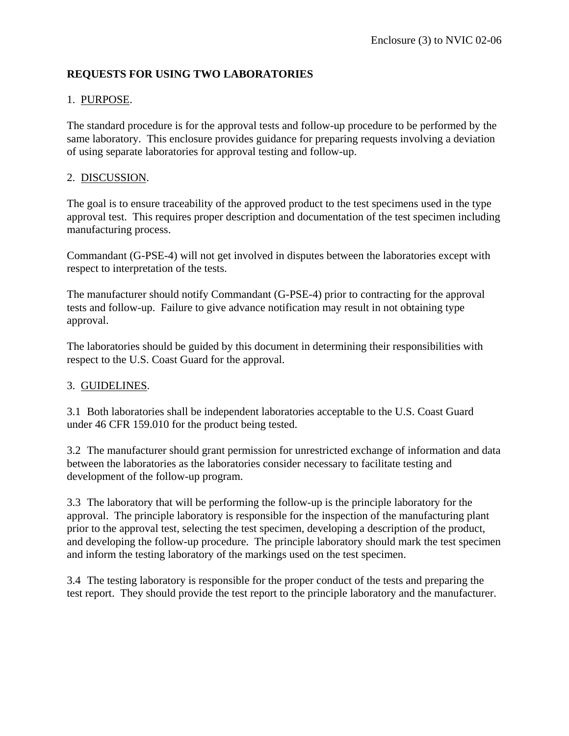Enclosure (3) to NVIC 02-06

**REQUESTS FOR USING TWO LABORATORIES**

1. PURPOSE.

The standard procedure is for the approval tests and follow-up procedure to be performed by the same laboratory. This enclosure provides guidance for preparing requests involving a deviation of using separate laboratories for approval testing and follow-up.

2. DISCUSSION.

The goal is to ensure traceability of the approved product to the test specimens used in the type approval test. This requires proper description and documentation of the test specimen including manufacturing process.

Commandant (G-PSE-4) will not get involved in disputes between the laboratories except with respect to interpretation of the tests.

The manufacturer should notify Commandant (G-PSE-4) prior to contracting for the approval tests and follow-up. Failure to give advance notification may result in not obtaining type approval.

The laboratories should be guided by this document in determining their responsibilities with respect to the U.S. Coast Guard for the approval.

3. GUIDELINES.

3.1 Both laboratories shall be independent laboratories acceptable to the U.S. Coast Guard under 46 CFR 159.010 for the product being tested.

3.2 The manufacturer should grant permission for unrestricted exchange of information and data between the laboratories as the laboratories consider necessary to facilitate testing and development of the follow-up program.

3.3 The laboratory that will be performing the follow-up is the principle laboratory for the approval. The principle laboratory is responsible for the inspection of the manufacturing plant prior to the approval test, selecting the test specimen, developing a description of the product, and developing the follow-up procedure. The principle laboratory should mark the test specimen and inform the testing laboratory of the markings used on the test specimen.

3.4 The testing laboratory is responsible for the proper conduct of the tests and preparing the test report. They should provide the test report to the principle laboratory and the manufacturer.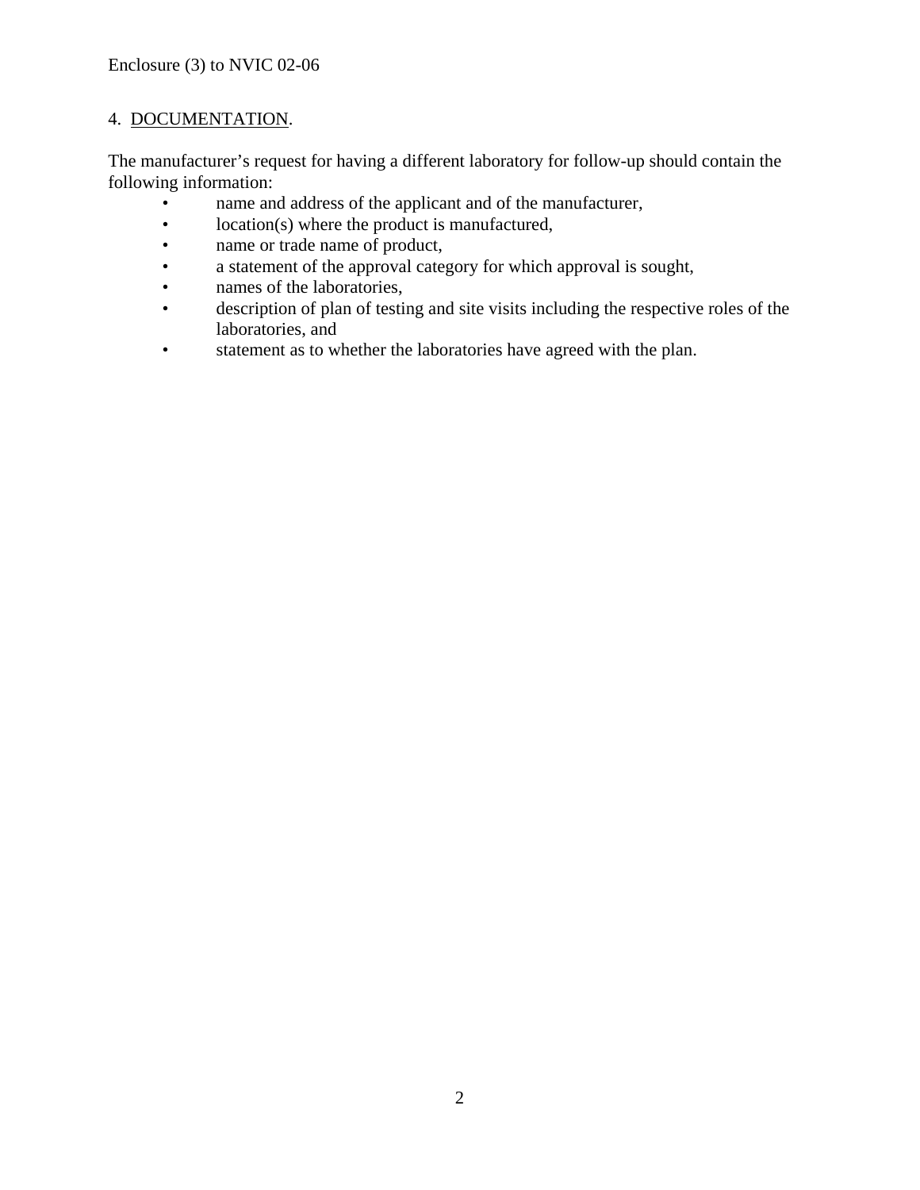4. DOCUMENTATION.

The manufacturer's request for having a different laboratory for follow-up should contain the following information:

- name and address of the applicant and of the manufacturer,
- location(s) where the product is manufactured,
- name or trade name of product,
- a statement of the approval category for which approval is sought,
- names of the laboratories,
- description of plan of testing and site visits including the respective roles of the laboratories, and
- statement as to whether the laboratories have agreed with the plan.